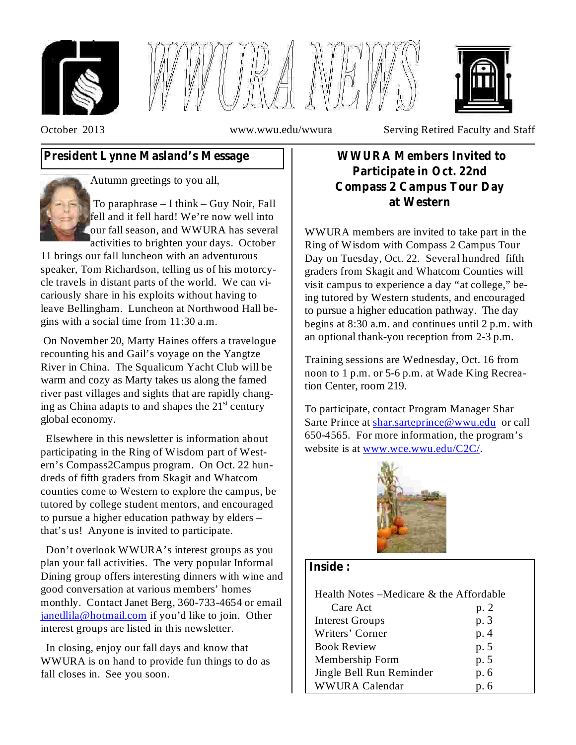# WWURA NEWS

October 2013 | www.wwu.edu/wwura | Serving Retired Faculty and Staff

## President Lynne Masland's Message

Autumn greetings to you all,

To paraphrase – I think – Guy Noir, Fall fell and it fell hard! We're now well into our fall season, and WWURA has several activities to brighten your days. October 11 brings our fall luncheon with an adventurous speaker, Tom Richardson, telling us of his motorcycle travels in distant parts of the world. We can vicariously share in his exploits without having to leave Bellingham. Luncheon at Northwood Hall begins with a social time from 11:30 a.m.

On November 20, Marty Haines offers a travelogue recounting his and Gail's voyage on the Yangtze River in China. The Squalicum Yacht Club will be warm and cozy as Marty takes us along the famed river past villages and sights that are rapidly changing as China adapts to and shapes the 21st century global economy.

Elsewhere in this newsletter is information about participating in the Ring of Wisdom part of Western's Compass2Campus program. On Oct. 22 hundreds of fifth graders from Skagit and Whatcom counties come to Western to explore the campus, be tutored by college student mentors, and encouraged to pursue a higher education pathway by elders – that's us! Anyone is invited to participate.

Don't overlook WWURA's interest groups as you plan your fall activities. The very popular Informal Dining group offers interesting dinners with wine and good conversation at various members' homes monthly. Contact Janet Berg, 360-733-4654 or email janetllila@hotmail.com if you'd like to join. Other interest groups are listed in this newsletter.

In closing, enjoy our fall days and know that WWURA is on hand to provide fun things to do as fall closes in. See you soon.

## WWURA Members Invited to Participate in Oct. 22nd Compass 2 Campus Tour Day at Western

WWURA members are invited to take part in the Ring of Wisdom with Compass 2 Campus Tour Day on Tuesday, Oct. 22. Several hundred fifth graders from Skagit and Whatcom Counties will visit campus to experience a day "at college," being tutored by Western students, and encouraged to pursue a higher education pathway. The day begins at 8:30 a.m. and continues until 2 p.m. with an optional thank-you reception from 2-3 p.m.

Training sessions are Wednesday, Oct. 16 from noon to 1 p.m. or 5-6 p.m. at Wade King Recreation Center, room 219.

To participate, contact Program Manager Shar Sarte Prince at shar.sarteprince@wwu.edu or call 650-4565. For more information, the program's website is at www.wce.wwu.edu/C2C/.

## Inside:

| | |
|---|---|
| Health Notes –Medicare & the Affordable Care Act | p. 2 |
| Interest Groups | p. 3 |
| Writers' Corner | p. 4 |
| Book Review | p. 5 |
| Membership Form | p. 5 |
| Jingle Bell Run Reminder | p. 6 |
| WWURA Calendar | p. 6 |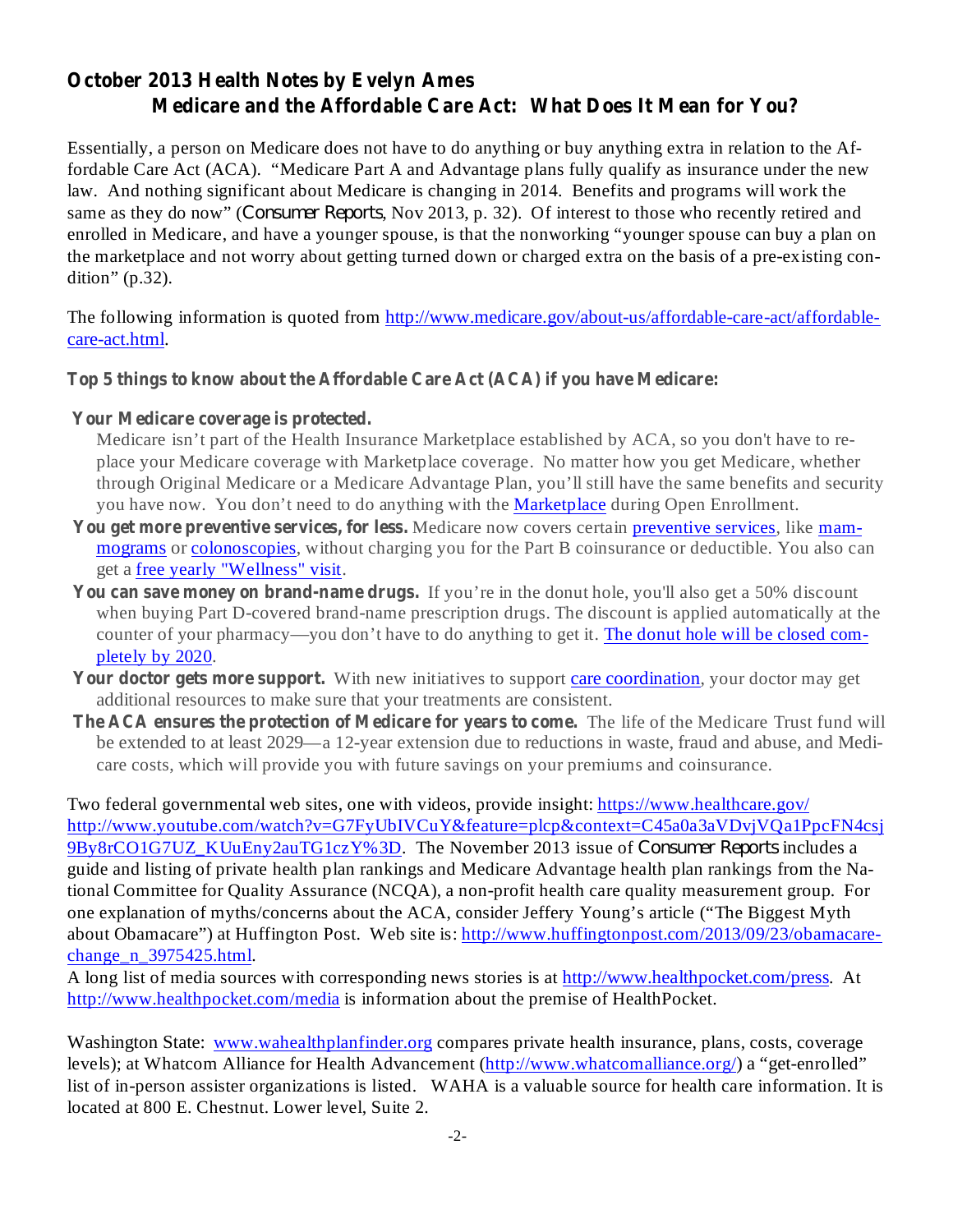## October 2013 Health Notes by Evelyn Ames

### Medicare and the Affordable Care Act: What Does It Mean for You?

Essentially, a person on Medicare does not have to do anything or buy anything extra in relation to the Affordable Care Act (ACA). "Medicare Part A and Advantage plans fully qualify as insurance under the new law. And nothing significant about Medicare is changing in 2014. Benefits and programs will work the same as they do now" (*Consumer Reports*, Nov 2013, p. 32). Of interest to those who recently retired and enrolled in Medicare, and have a younger spouse, is that the nonworking "younger spouse can buy a plan on the marketplace and not worry about getting turned down or charged extra on the basis of a pre-existing condition" (p.32).

The following information is quoted from http://www.medicare.gov/about-us/affordable-care-act/affordable-care-act.html.

**Top 5 things to know about the Affordable Care Act (ACA) if you have Medicare:**

- **Your Medicare coverage is protected.** Medicare isn't part of the Health Insurance Marketplace established by ACA, so you don't have to replace your Medicare coverage with Marketplace coverage. No matter how you get Medicare, whether through Original Medicare or a Medicare Advantage Plan, you'll still have the same benefits and security you have now. You don't need to do anything with the Marketplace during Open Enrollment.
- **You get more preventive services, for less.** Medicare now covers certain preventive services, like mammograms or colonoscopies, without charging you for the Part B coinsurance or deductible. You also can get a free yearly "Wellness" visit.
- **You can save money on brand-name drugs.** If you're in the donut hole, you'll also get a 50% discount when buying Part D-covered brand-name prescription drugs. The discount is applied automatically at the counter of your pharmacy—you don't have to do anything to get it. The donut hole will be closed completely by 2020.
- **Your doctor gets more support.** With new initiatives to support care coordination, your doctor may get additional resources to make sure that your treatments are consistent.
- **The ACA ensures the protection of Medicare for years to come.** The life of the Medicare Trust fund will be extended to at least 2029—a 12-year extension due to reductions in waste, fraud and abuse, and Medicare costs, which will provide you with future savings on your premiums and coinsurance.

Two federal governmental web sites, one with videos, provide insight: https://www.healthcare.gov/ http://www.youtube.com/watch?v=G7FyUbIVCuY&feature=plcp&context=C45a0a3aVDvjVQa1PpcFN4csj9By8rCO1G7UZ_KUuEny2auTG1czY%3D. The November 2013 issue of *Consumer Reports* includes a guide and listing of private health plan rankings and Medicare Advantage health plan rankings from the National Committee for Quality Assurance (NCQA), a non-profit health care quality measurement group. For one explanation of myths/concerns about the ACA, consider Jeffery Young's article ("The Biggest Myth about Obamacare") at Huffington Post. Web site is: http://www.huffingtonpost.com/2013/09/23/obamacare-change_n_3975425.html.
A long list of media sources with corresponding news stories is at http://www.healthpocket.com/press. At http://www.healthpocket.com/media is information about the premise of HealthPocket.

Washington State: www.wahealthplanfinder.org compares private health insurance, plans, costs, coverage levels); at Whatcom Alliance for Health Advancement (http://www.whatcomalliance.org/) a "get-enrolled" list of in-person assister organizations is listed. WAHA is a valuable source for health care information. It is located at 800 E. Chestnut. Lower level, Suite 2.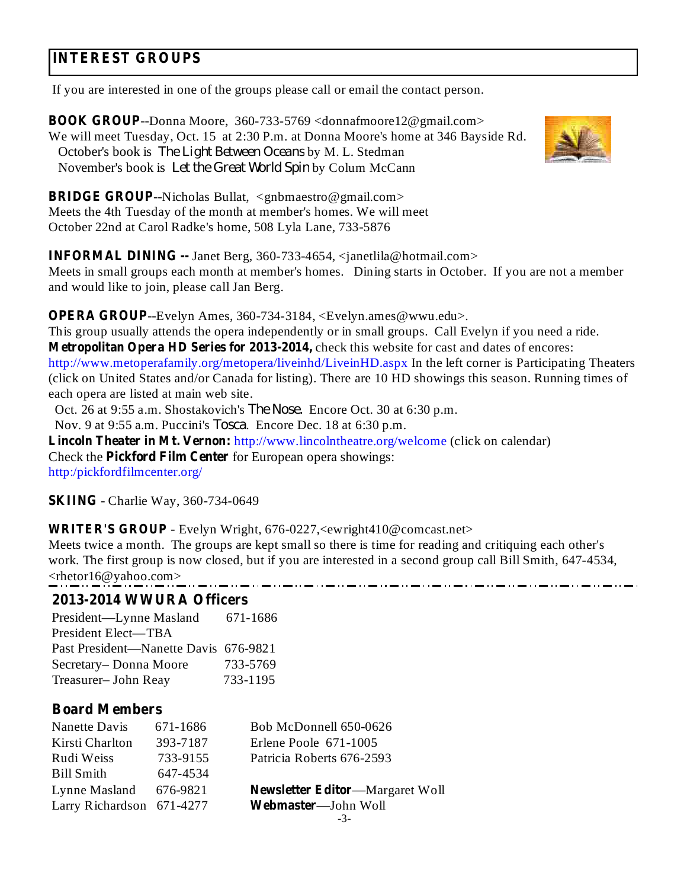## INTEREST GROUPS

If you are interested in one of the groups please call or email the contact person.

**BOOK GROUP**--Donna Moore, 360-733-5769 <donnafmoore12@gmail.com>
We will meet Tuesday, Oct. 15 at 2:30 P.m. at Donna Moore's home at 346 Bayside Rd.
October's book is *The Light Between Oceans* by M. L. Stedman
November's book is *Let the Great World Spin* by Colum McCann

**BRIDGE GROUP**--Nicholas Bullat, <gnbmaestro@gmail.com>
Meets the 4th Tuesday of the month at member's homes. We will meet October 22nd at Carol Radke's home, 508 Lyla Lane, 733-5876

**INFORMAL DINING --** Janet Berg, 360-733-4654, <janetlila@hotmail.com>
Meets in small groups each month at member's homes. Dining starts in October. If you are not a member and would like to join, please call Jan Berg.

**OPERA GROUP**--Evelyn Ames, 360-734-3184, <Evelyn.ames@wwu.edu>.
This group usually attends the opera independently or in small groups. Call Evelyn if you need a ride.
**Metropolitan Opera HD Series for 2013-2014,** check this website for cast and dates of encores: http://www.metoperafamily.org/metopera/liveinhd/LiveinHD.aspx In the left corner is Participating Theaters (click on United States and/or Canada for listing). There are 10 HD showings this season. Running times of each opera are listed at main web site.
Oct. 26 at 9:55 a.m. Shostakovich's *The Nose*. Encore Oct. 30 at 6:30 p.m.
Nov. 9 at 9:55 a.m. Puccini's *Tosca*. Encore Dec. 18 at 6:30 p.m.
**Lincoln Theater in Mt. Vernon:** http://www.lincolntheatre.org/welcome (click on calendar)
Check the **Pickford Film Center** for European opera showings:
http:/pickfordfilmcenter.org/

**SKIING** - Charlie Way, 360-734-0649

**WRITER'S GROUP** - Evelyn Wright, 676-0227,<ewright410@comcast.net>
Meets twice a month. The groups are kept small so there is time for reading and critiquing each other's work. The first group is now closed, but if you are interested in a second group call Bill Smith, 647-4534, <rhetor16@yahoo.com>

---

## 2013-2014 WWURA Officers

President—Lynne Masland 671-1686
President Elect—TBA
Past President—Nanette Davis 676-9821
Secretary– Donna Moore 733-5769
Treasurer– John Reay 733-1195

## Board Members

| | | |
|---|---|---|
| Nanette Davis | 671-1686 | Bob McDonnell 650-0626 |
| Kirsti Charlton | 393-7187 | Erlene Poole 671-1005 |
| Rudi Weiss | 733-9155 | Patricia Roberts 676-2593 |
| Bill Smith | 647-4534 | |
| Lynne Masland | 676-9821 | **Newsletter Editor**—Margaret Woll |
| Larry Richardson | 671-4277 | **Webmaster**—John Woll |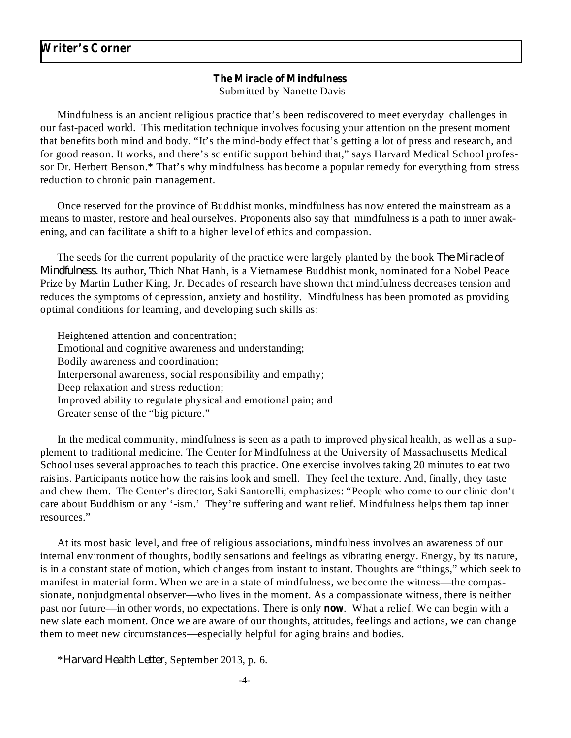## Writer's Corner

### The Miracle of Mindfulness

Submitted by Nanette Davis

Mindfulness is an ancient religious practice that's been rediscovered to meet everyday challenges in our fast-paced world. This meditation technique involves focusing your attention on the present moment that benefits both mind and body. "It's the mind-body effect that's getting a lot of press and research, and for good reason. It works, and there's scientific support behind that," says Harvard Medical School professor Dr. Herbert Benson.* That's why mindfulness has become a popular remedy for everything from stress reduction to chronic pain management.

Once reserved for the province of Buddhist monks, mindfulness has now entered the mainstream as a means to master, restore and heal ourselves. Proponents also say that mindfulness is a path to inner awakening, and can facilitate a shift to a higher level of ethics and compassion.

The seeds for the current popularity of the practice were largely planted by the book *The Miracle of Mindfulness*. Its author, Thich Nhat Hanh, is a Vietnamese Buddhist monk, nominated for a Nobel Peace Prize by Martin Luther King, Jr. Decades of research have shown that mindfulness decreases tension and reduces the symptoms of depression, anxiety and hostility. Mindfulness has been promoted as providing optimal conditions for learning, and developing such skills as:

Heightened attention and concentration;
Emotional and cognitive awareness and understanding;
Bodily awareness and coordination;
Interpersonal awareness, social responsibility and empathy;
Deep relaxation and stress reduction;
Improved ability to regulate physical and emotional pain; and
Greater sense of the "big picture."

In the medical community, mindfulness is seen as a path to improved physical health, as well as a supplement to traditional medicine. The Center for Mindfulness at the University of Massachusetts Medical School uses several approaches to teach this practice. One exercise involves taking 20 minutes to eat two raisins. Participants notice how the raisins look and smell. They feel the texture. And, finally, they taste and chew them. The Center's director, Saki Santorelli, emphasizes: "People who come to our clinic don't care about Buddhism or any '-ism.' They're suffering and want relief. Mindfulness helps them tap inner resources."

At its most basic level, and free of religious associations, mindfulness involves an awareness of our internal environment of thoughts, bodily sensations and feelings as vibrating energy. Energy, by its nature, is in a constant state of motion, which changes from instant to instant. Thoughts are "things," which seek to manifest in material form. When we are in a state of mindfulness, we become the witness—the compassionate, nonjudgmental observer—who lives in the moment. As a compassionate witness, there is neither past nor future—in other words, no expectations. There is only **now**. What a relief. We can begin with a new slate each moment. Once we are aware of our thoughts, attitudes, feelings and actions, we can change them to meet new circumstances—especially helpful for aging brains and bodies.

*\**Harvard Health Letter*, September 2013, p. 6.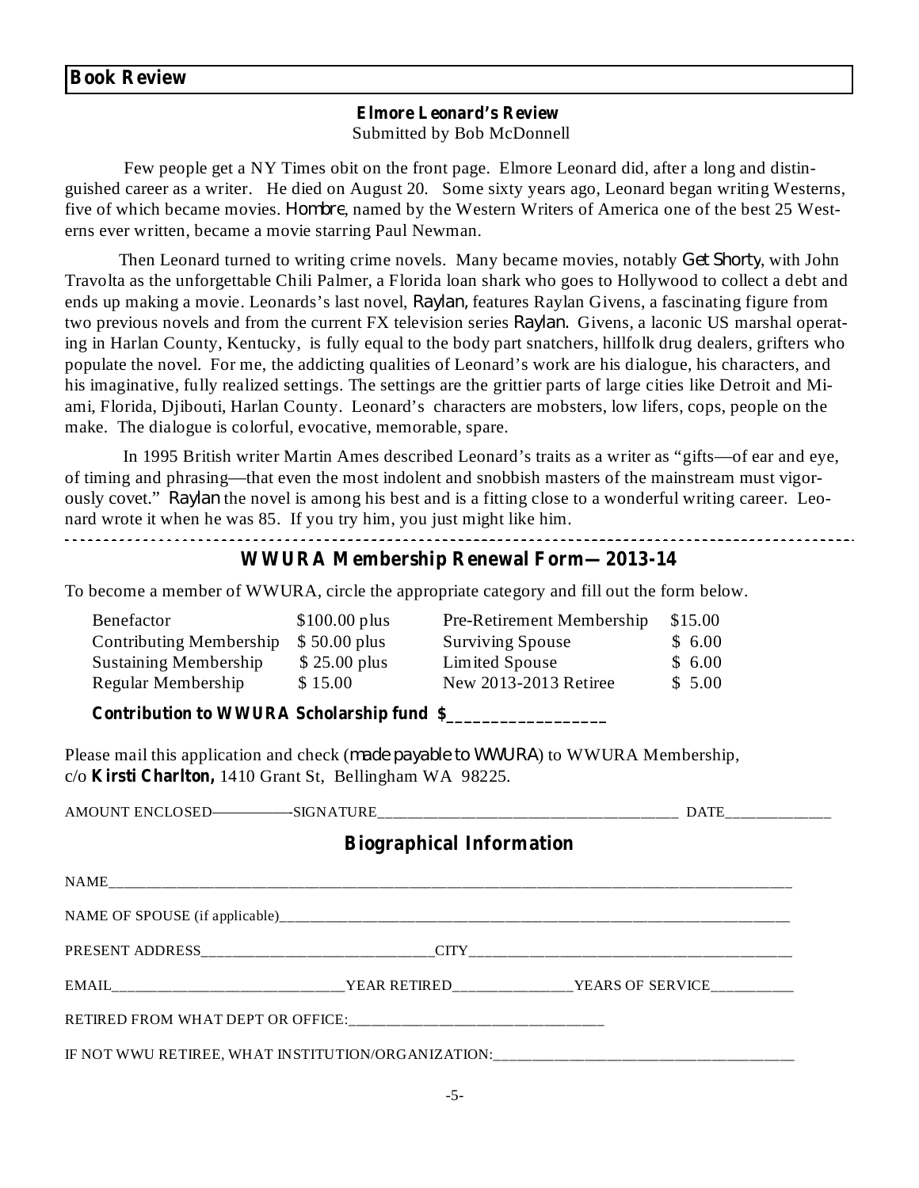## Book Review

### Elmore Leonard's Review

Submitted by Bob McDonnell

Few people get a NY Times obit on the front page. Elmore Leonard did, after a long and distinguished career as a writer. He died on August 20. Some sixty years ago, Leonard began writing Westerns, five of which became movies. *Hombre*, named by the Western Writers of America one of the best 25 Westerns ever written, became a movie starring Paul Newman.

Then Leonard turned to writing crime novels. Many became movies, notably *Get Shorty*, with John Travolta as the unforgettable Chili Palmer, a Florida loan shark who goes to Hollywood to collect a debt and ends up making a movie. Leonards's last novel, *Raylan*, features Raylan Givens, a fascinating figure from two previous novels and from the current FX television series *Raylan*. Givens, a laconic US marshal operating in Harlan County, Kentucky, is fully equal to the body part snatchers, hillfolk drug dealers, grifters who populate the novel. For me, the addicting qualities of Leonard's work are his dialogue, his characters, and his imaginative, fully realized settings. The settings are the grittier parts of large cities like Detroit and Miami, Florida, Djibouti, Harlan County. Leonard's characters are mobsters, low lifers, cops, people on the make. The dialogue is colorful, evocative, memorable, spare.

In 1995 British writer Martin Ames described Leonard's traits as a writer as "gifts—of ear and eye, of timing and phrasing—that even the most indolent and snobbish masters of the mainstream must vigorously covet." *Raylan* the novel is among his best and is a fitting close to a wonderful writing career. Leonard wrote it when he was 85. If you try him, you just might like him.

---

## WWURA Membership Renewal Form—2013-14

To become a member of WWURA, circle the appropriate category and fill out the form below.

| | | | |
|---|---|---|---|
| Benefactor | $100.00 plus | Pre-Retirement Membership | $15.00 |
| Contributing Membership | $ 50.00 plus | Surviving Spouse | $ 6.00 |
| Sustaining Membership | $ 25.00 plus | Limited Spouse | $ 6.00 |
| Regular Membership | $ 15.00 | New 2013-2013 Retiree | $ 5.00 |

**Contribution to WWURA Scholarship fund $_________________**

Please mail this application and check (*made payable to WWURA*) to WWURA Membership, c/o **Kirsti Charlton,** 1410 Grant St, Bellingham WA 98225.

AMOUNT ENCLOSED————SIGNATURE_____________________________________ DATE_____________

### Biographical Information

NAME_____________________________________________________________________________

NAME OF SPOUSE (if applicable)______________________________________________________

PRESENT ADDRESS______________________________CITY__________________________________

EMAIL_____________________________YEAR RETIRED_______________YEARS OF SERVICE__________

RETIRED FROM WHAT DEPT OR OFFICE:________________________________

IF NOT WWU RETIREE, WHAT INSTITUTION/ORGANIZATION:______________________________________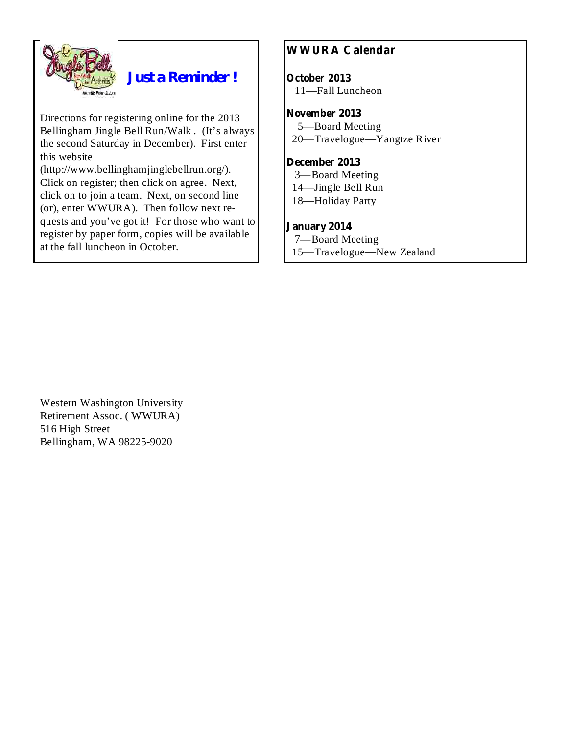## *Just a Reminder !*

Directions for registering online for the 2013 Bellingham Jingle Bell Run/Walk . (It's always the second Saturday in December). First enter this website (http://www.bellinghamjinglebellrun.org/). Click on register; then click on agree. Next, click on to join a team. Next, on second line (or), enter WWURA). Then follow next requests and you've got it! For those who want to register by paper form, copies will be available at the fall luncheon in October.

## WWURA Calendar

**October 2013**

11—Fall Luncheon

**November 2013**

5—Board Meeting

20—Travelogue—Yangtze River

**December 2013**

3—Board Meeting

14—Jingle Bell Run

18—Holiday Party

**January 2014**

7—Board Meeting

15—Travelogue—New Zealand

Western Washington University
Retirement Assoc. ( WWURA)
516 High Street
Bellingham, WA 98225-9020